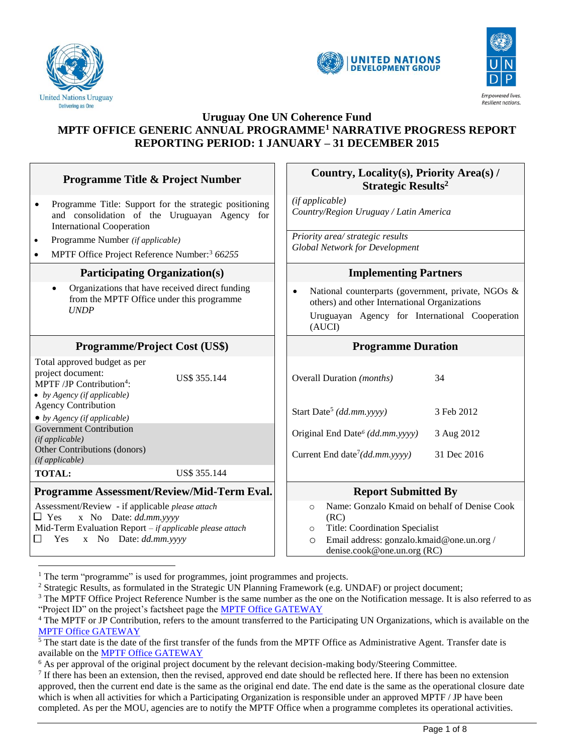United Nations Uruguay
Delivering as One

UNITED NATIONS DEVELOPMENT GROUP

UNDP
Empowered lives.
Resilient nations.

# Uruguay One UN Coherence Fund
## MPTF OFFICE GENERIC ANNUAL PROGRAMME[1] NARRATIVE PROGRESS REPORT
## REPORTING PERIOD: 1 JANUARY – 31 DECEMBER 2015

| Programme Title & Project Number | Country, Locality(s), Priority Area(s) / Strategic Results[2] |
|---|---|
| • Programme Title: Support for the strategic positioning and consolidation of the Uruguayan Agency for International Cooperation<br>• Programme Number *(if applicable)*<br>• MPTF Office Project Reference Number:[3] *66255* | *(if applicable)*<br>*Country/Region Uruguay / Latin America*<br><br>*Priority area/ strategic results*<br>*Global Network for Development* |
| **Participating Organization(s)** | **Implementing Partners** |
| • Organizations that have received direct funding from the MPTF Office under this programme<br>*UNDP* | • National counterparts (government, private, NGOs & others) and other International Organizations<br>Uruguayan Agency for International Cooperation (AUCI) |
| **Programme/Project Cost (US$)** | **Programme Duration** |
| Total approved budget as per project document: MPTF /JP Contribution[4]: US$ 355.144<br>• *by Agency (if applicable)*<br>Agency Contribution<br>• *by Agency (if applicable)*<br>Government Contribution *(if applicable)*<br>Other Contributions (donors) *(if applicable)*<br>**TOTAL:** US$ 355.144 | Overall Duration *(months)*: 34<br>Start Date[5] *(dd.mm.yyyy)*: 3 Feb 2012<br>Original End Date[6] *(dd.mm.yyyy)*: 3 Aug 2012<br>Current End date[7] *(dd.mm.yyyy)*: 31 Dec 2016 |
| **Programme Assessment/Review/Mid-Term Eval.** | **Report Submitted By** |
| Assessment/Review - if applicable *please attach*<br>☐ Yes x No Date: *dd.mm.yyyy*<br>Mid-Term Evaluation Report – *if applicable please attach*<br>☐ Yes x No Date: *dd.mm.yyyy* | ○ Name: Gonzalo Kmaid on behalf of Denise Cook (RC)<br>○ Title: Coordination Specialist<br>○ Email address: gonzalo.kmaid@one.un.org / denise.cook@one.un.org (RC) |

[1] The term "programme" is used for programmes, joint programmes and projects.

[2] Strategic Results, as formulated in the Strategic UN Planning Framework (e.g. UNDAF) or project document;

[3] The MPTF Office Project Reference Number is the same number as the one on the Notification message. It is also referred to as "Project ID" on the project's factsheet page the MPTF Office GATEWAY

[4] The MPTF or JP Contribution, refers to the amount transferred to the Participating UN Organizations, which is available on the MPTF Office GATEWAY

[5] The start date is the date of the first transfer of the funds from the MPTF Office as Administrative Agent. Transfer date is available on the MPTF Office GATEWAY

[6] As per approval of the original project document by the relevant decision-making body/Steering Committee.

[7] If there has been an extension, then the revised, approved end date should be reflected here. If there has been no extension approved, then the current end date is the same as the original end date. The end date is the same as the operational closure date which is when all activities for which a Participating Organization is responsible under an approved MPTF / JP have been completed. As per the MOU, agencies are to notify the MPTF Office when a programme completes its operational activities.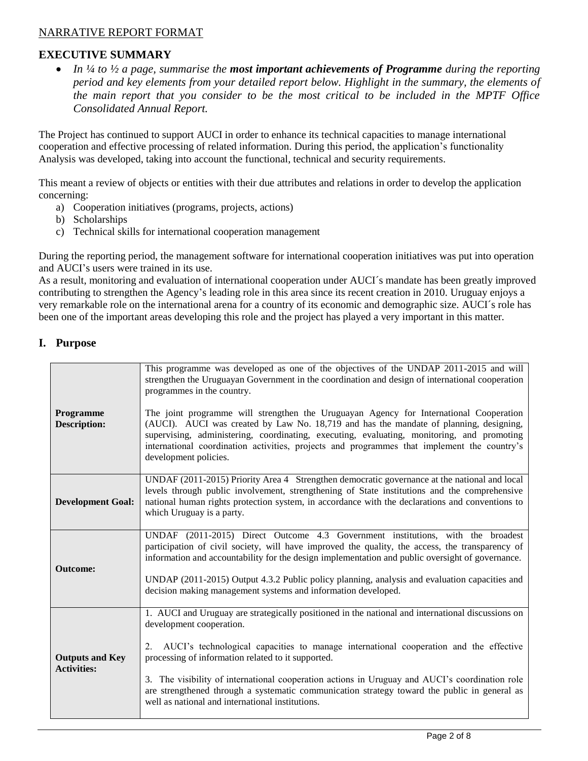NARRATIVE REPORT FORMAT

## EXECUTIVE SUMMARY

- *In ¼ to ½ a page, summarise the **most important achievements of Programme** during the reporting period and key elements from your detailed report below. Highlight in the summary, the elements of the main report that you consider to be the most critical to be included in the MPTF Office Consolidated Annual Report.*

The Project has continued to support AUCI in order to enhance its technical capacities to manage international cooperation and effective processing of related information. During this period, the application's functionality Analysis was developed, taking into account the functional, technical and security requirements.

This meant a review of objects or entities with their due attributes and relations in order to develop the application concerning:

a) Cooperation initiatives (programs, projects, actions)
b) Scholarships
c) Technical skills for international cooperation management

During the reporting period, the management software for international cooperation initiatives was put into operation and AUCI's users were trained in its use.
As a result, monitoring and evaluation of international cooperation under AUCI´s mandate has been greatly improved contributing to strengthen the Agency's leading role in this area since its recent creation in 2010. Uruguay enjoys a very remarkable role on the international arena for a country of its economic and demographic size. AUCI´s role has been one of the important areas developing this role and the project has played a very important in this matter.

## I. Purpose

| | |
|---|---|
| **Programme Description:** | This programme was developed as one of the objectives of the UNDAP 2011-2015 and will strengthen the Uruguayan Government in the coordination and design of international cooperation programmes in the country.<br><br>The joint programme will strengthen the Uruguayan Agency for International Cooperation (AUCI). AUCI was created by Law No. 18,719 and has the mandate of planning, designing, supervising, administering, coordinating, executing, evaluating, monitoring, and promoting international coordination activities, projects and programmes that implement the country's development policies. |
| **Development Goal:** | UNDAF (2011-2015) Priority Area 4 Strengthen democratic governance at the national and local levels through public involvement, strengthening of State institutions and the comprehensive national human rights protection system, in accordance with the declarations and conventions to which Uruguay is a party. |
| **Outcome:** | UNDAF (2011-2015) Direct Outcome 4.3 Government institutions, with the broadest participation of civil society, will have improved the quality, the access, the transparency of information and accountability for the design implementation and public oversight of governance.<br><br>UNDAP (2011-2015) Output 4.3.2 Public policy planning, analysis and evaluation capacities and decision making management systems and information developed. |
| **Outputs and Key Activities:** | 1. AUCI and Uruguay are strategically positioned in the national and international discussions on development cooperation.<br><br>2. AUCI's technological capacities to manage international cooperation and the effective processing of information related to it supported.<br><br>3. The visibility of international cooperation actions in Uruguay and AUCI's coordination role are strengthened through a systematic communication strategy toward the public in general as well as national and international institutions. |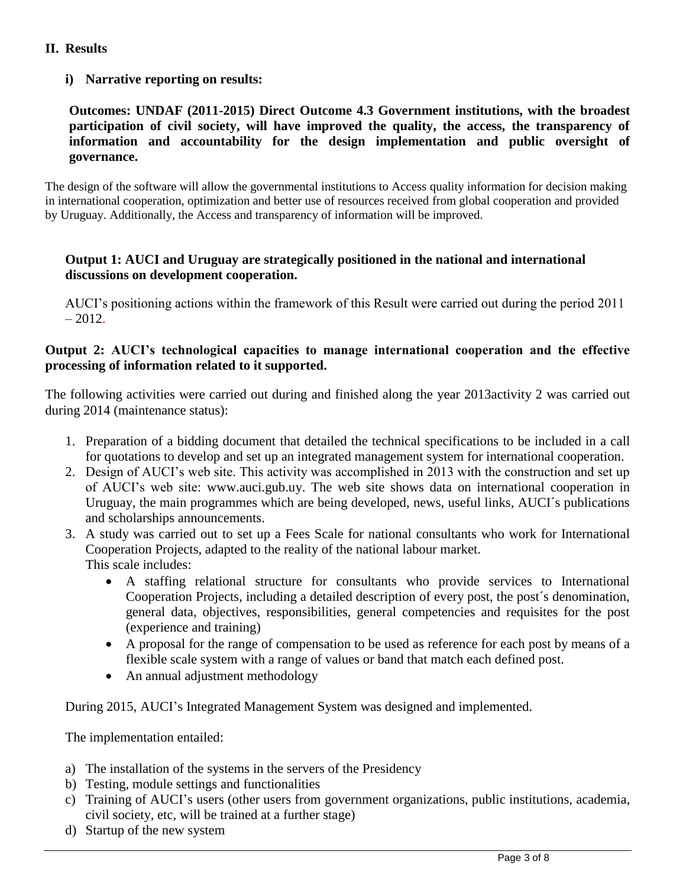## II. Results

### i) Narrative reporting on results:

**Outcomes: UNDAF (2011-2015) Direct Outcome 4.3 Government institutions, with the broadest participation of civil society, will have improved the quality, the access, the transparency of information and accountability for the design implementation and public oversight of governance.**

The design of the software will allow the governmental institutions to Access quality information for decision making in international cooperation, optimization and better use of resources received from global cooperation and provided by Uruguay. Additionally, the Access and transparency of information will be improved.

**Output 1: AUCI and Uruguay are strategically positioned in the national and international discussions on development cooperation.**

AUCI's positioning actions within the framework of this Result were carried out during the period 2011 – 2012.

**Output 2: AUCI's technological capacities to manage international cooperation and the effective processing of information related to it supported.**

The following activities were carried out during and finished along the year 2013activity 2 was carried out during 2014 (maintenance status):

1. Preparation of a bidding document that detailed the technical specifications to be included in a call for quotations to develop and set up an integrated management system for international cooperation.
2. Design of AUCI's web site. This activity was accomplished in 2013 with the construction and set up of AUCI's web site: www.auci.gub.uy. The web site shows data on international cooperation in Uruguay, the main programmes which are being developed, news, useful links, AUCI´s publications and scholarships announcements.
3. A study was carried out to set up a Fees Scale for national consultants who work for International Cooperation Projects, adapted to the reality of the national labour market.
   This scale includes:
   - A staffing relational structure for consultants who provide services to International Cooperation Projects, including a detailed description of every post, the post´s denomination, general data, objectives, responsibilities, general competencies and requisites for the post (experience and training)
   - A proposal for the range of compensation to be used as reference for each post by means of a flexible scale system with a range of values or band that match each defined post.
   - An annual adjustment methodology

During 2015, AUCI's Integrated Management System was designed and implemented.

The implementation entailed:

a) The installation of the systems in the servers of the Presidency
b) Testing, module settings and functionalities
c) Training of AUCI's users (other users from government organizations, public institutions, academia, civil society, etc, will be trained at a further stage)
d) Startup of the new system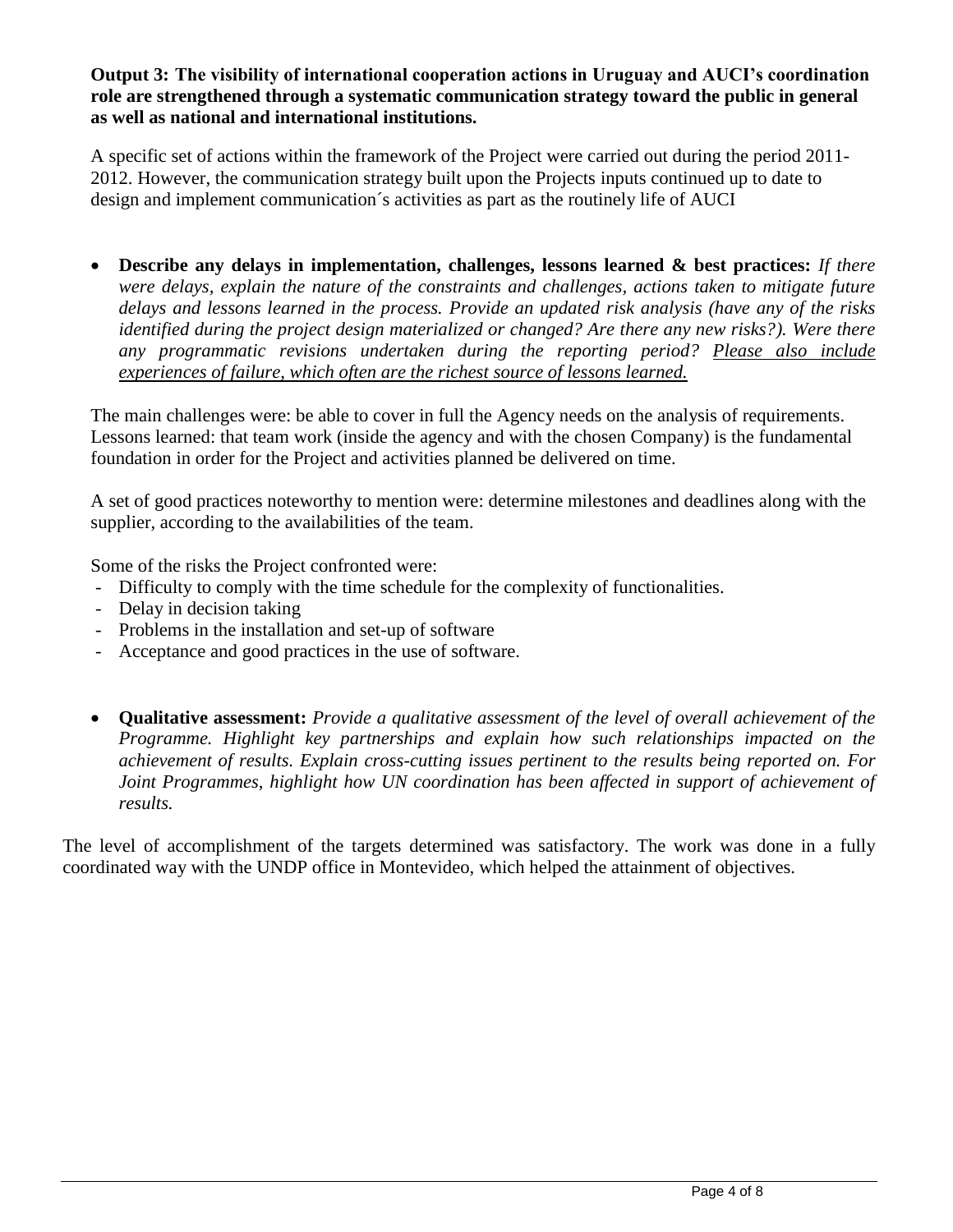**Output 3: The visibility of international cooperation actions in Uruguay and AUCI's coordination role are strengthened through a systematic communication strategy toward the public in general as well as national and international institutions.**

A specific set of actions within the framework of the Project were carried out during the period 2011-2012. However, the communication strategy built upon the Projects inputs continued up to date to design and implement communication´s activities as part as the routinely life of AUCI

- **Describe any delays in implementation, challenges, lessons learned & best practices:** *If there were delays, explain the nature of the constraints and challenges, actions taken to mitigate future delays and lessons learned in the process. Provide an updated risk analysis (have any of the risks identified during the project design materialized or changed? Are there any new risks?). Were there any programmatic revisions undertaken during the reporting period? <u>Please also include experiences of failure, which often are the richest source of lessons learned.</u>*

The main challenges were: be able to cover in full the Agency needs on the analysis of requirements. Lessons learned: that team work (inside the agency and with the chosen Company) is the fundamental foundation in order for the Project and activities planned be delivered on time.

A set of good practices noteworthy to mention were: determine milestones and deadlines along with the supplier, according to the availabilities of the team.

Some of the risks the Project confronted were:

- Difficulty to comply with the time schedule for the complexity of functionalities.
- Delay in decision taking
- Problems in the installation and set-up of software
- Acceptance and good practices in the use of software.

- **Qualitative assessment:** *Provide a qualitative assessment of the level of overall achievement of the Programme. Highlight key partnerships and explain how such relationships impacted on the achievement of results. Explain cross-cutting issues pertinent to the results being reported on. For Joint Programmes, highlight how UN coordination has been affected in support of achievement of results.*

The level of accomplishment of the targets determined was satisfactory. The work was done in a fully coordinated way with the UNDP office in Montevideo, which helped the attainment of objectives.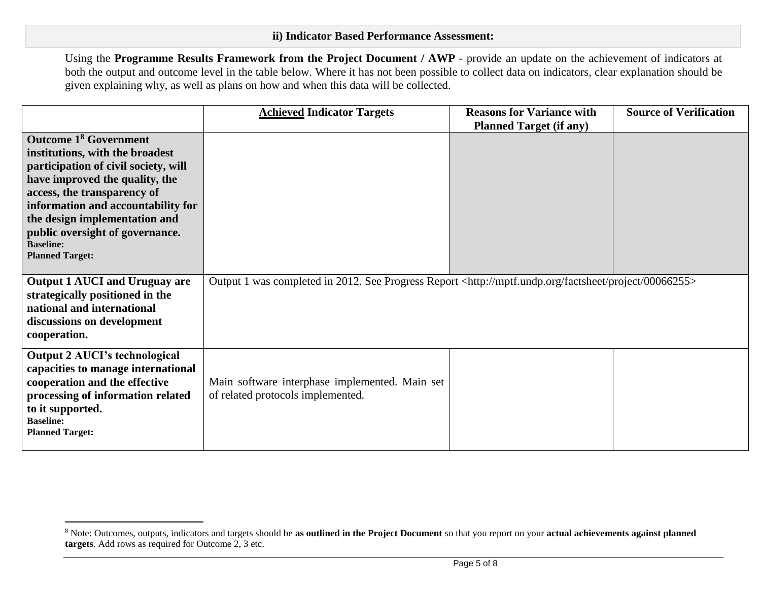**ii) Indicator Based Performance Assessment:**

Using the **Programme Results Framework from the Project Document / AWP** - provide an update on the achievement of indicators at both the output and outcome level in the table below. Where it has not been possible to collect data on indicators, clear explanation should be given explaining why, as well as plans on how and when this data will be collected.

| | **Achieved Indicator Targets** | **Reasons for Variance with Planned Target (if any)** | **Source of Verification** |
|---|---|---|---|
| **Outcome 1[8] Government institutions, with the broadest participation of civil society, will have improved the quality, the access, the transparency of information and accountability for the design implementation and public oversight of governance.**<br>**Baseline:**<br>**Planned Target:** | | | |
| **Output 1 AUCI and Uruguay are strategically positioned in the national and international discussions on development cooperation.** | Output 1 was completed in 2012. See Progress Report <http://mptf.undp.org/factsheet/project/00066255> | | |
| **Output 2 AUCI's technological capacities to manage international cooperation and the effective processing of information related to it supported.**<br>**Baseline:**<br>**Planned Target:** | Main software interphase implemented. Main set of related protocols implemented. | | |

[8] Note: Outcomes, outputs, indicators and targets should be **as outlined in the Project Document** so that you report on your **actual achievements against planned targets**. Add rows as required for Outcome 2, 3 etc.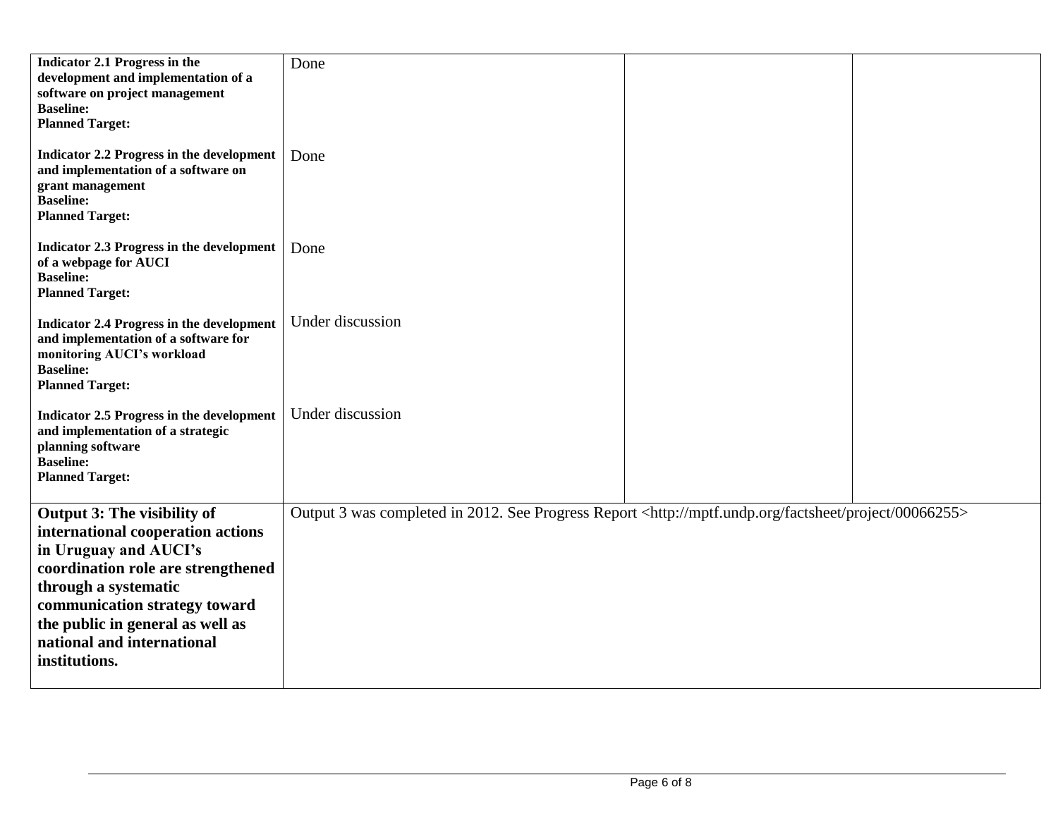| | | | |
|---|---|---|---|
| **Indicator 2.1 Progress in the development and implementation of a software on project management**<br>**Baseline:**<br>**Planned Target:** | Done | | |
| **Indicator 2.2 Progress in the development and implementation of a software on grant management**<br>**Baseline:**<br>**Planned Target:** | Done | | |
| **Indicator 2.3 Progress in the development of a webpage for AUCI**<br>**Baseline:**<br>**Planned Target:** | Done | | |
| **Indicator 2.4 Progress in the development and implementation of a software for monitoring AUCI's workload**<br>**Baseline:**<br>**Planned Target:** | Under discussion | | |
| **Indicator 2.5 Progress in the development and implementation of a strategic planning software**<br>**Baseline:**<br>**Planned Target:** | Under discussion | | |
| **Output 3: The visibility of international cooperation actions in Uruguay and AUCI's coordination role are strengthened through a systematic communication strategy toward the public in general as well as national and international institutions.** | Output 3 was completed in 2012. See Progress Report <http://mptf.undp.org/factsheet/project/00066255> | | |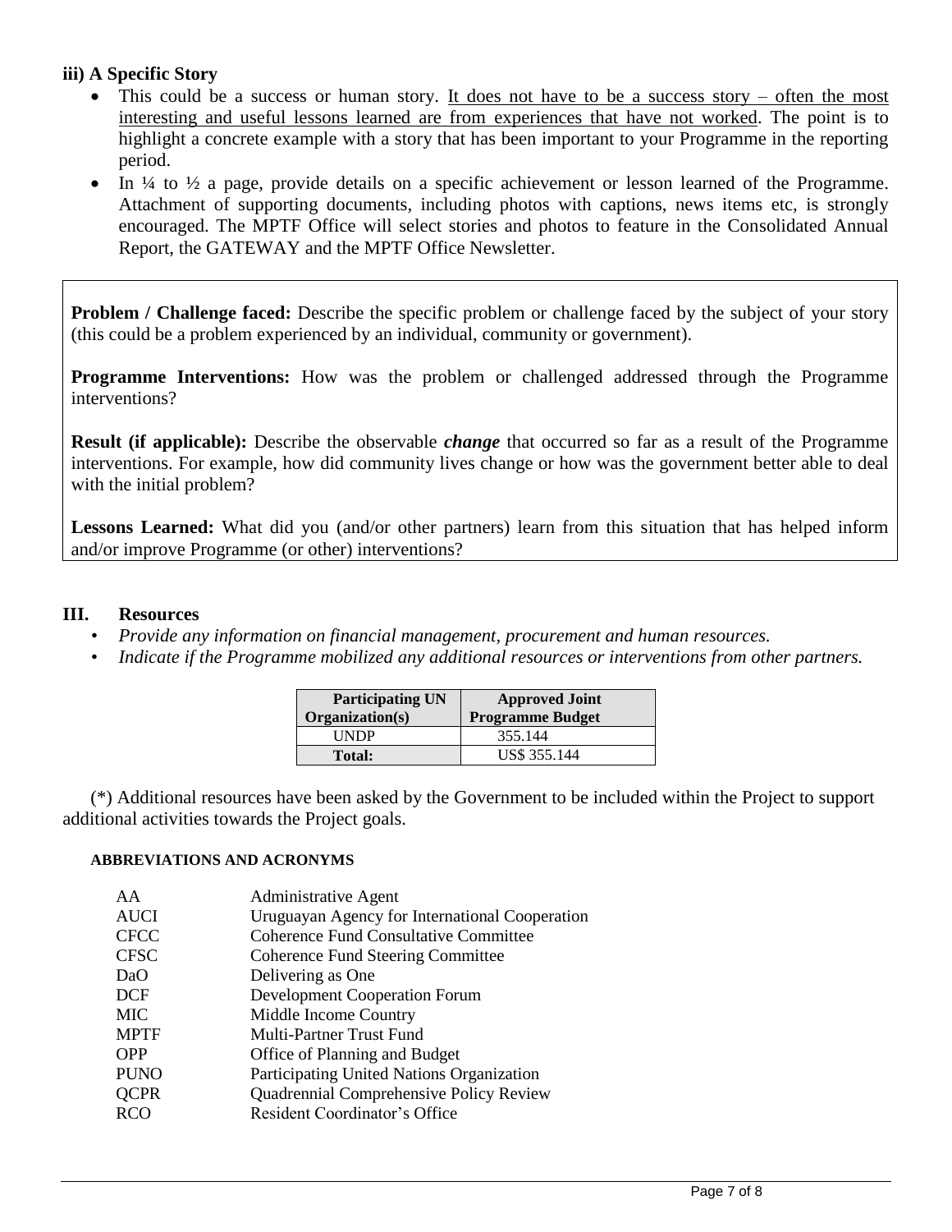### iii) A Specific Story

- This could be a success or human story. It does not have to be a success story – often the most interesting and useful lessons learned are from experiences that have not worked. The point is to highlight a concrete example with a story that has been important to your Programme in the reporting period.
- In ¼ to ½ a page, provide details on a specific achievement or lesson learned of the Programme. Attachment of supporting documents, including photos with captions, news items etc, is strongly encouraged. The MPTF Office will select stories and photos to feature in the Consolidated Annual Report, the GATEWAY and the MPTF Office Newsletter.

**Problem / Challenge faced:** Describe the specific problem or challenge faced by the subject of your story (this could be a problem experienced by an individual, community or government).

**Programme Interventions:** How was the problem or challenged addressed through the Programme interventions?

**Result (if applicable):** Describe the observable ***change*** that occurred so far as a result of the Programme interventions. For example, how did community lives change or how was the government better able to deal with the initial problem?

**Lessons Learned:** What did you (and/or other partners) learn from this situation that has helped inform and/or improve Programme (or other) interventions?

## III. Resources

- *Provide any information on financial management, procurement and human resources.*
- *Indicate if the Programme mobilized any additional resources or interventions from other partners.*

| Participating UN Organization(s) | Approved Joint Programme Budget |
|---|---|
| UNDP | 355.144 |
| **Total:** | US$ 355.144 |

(*) Additional resources have been asked by the Government to be included within the Project to support additional activities towards the Project goals.

#### ABBREVIATIONS AND ACRONYMS

| | |
|---|---|
| AA | Administrative Agent |
| AUCI | Uruguayan Agency for International Cooperation |
| CFCC | Coherence Fund Consultative Committee |
| CFSC | Coherence Fund Steering Committee |
| DaO | Delivering as One |
| DCF | Development Cooperation Forum |
| MIC | Middle Income Country |
| MPTF | Multi-Partner Trust Fund |
| OPP | Office of Planning and Budget |
| PUNO | Participating United Nations Organization |
| QCPR | Quadrennial Comprehensive Policy Review |
| RCO | Resident Coordinator's Office |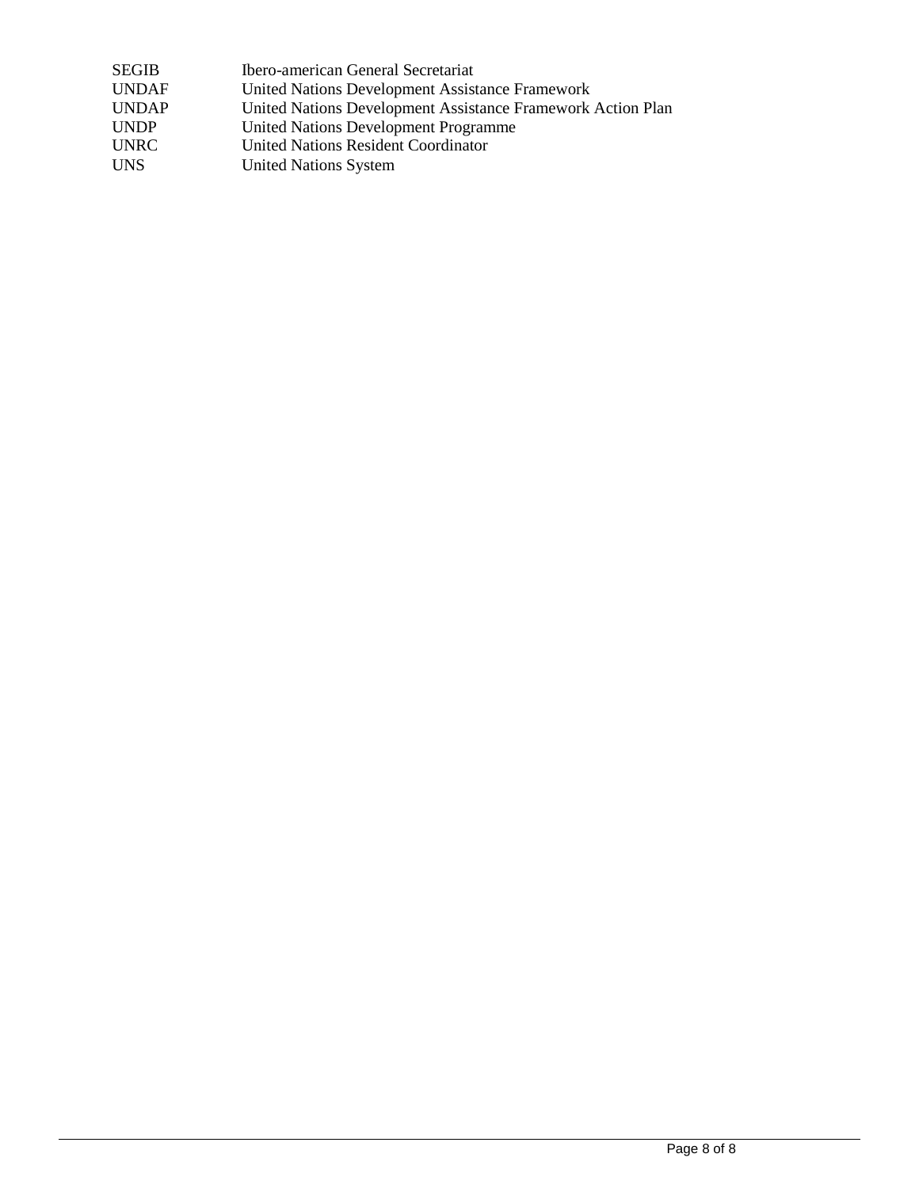| | |
|---|---|
| SEGIB | Ibero-american General Secretariat |
| UNDAF | United Nations Development Assistance Framework |
| UNDAP | United Nations Development Assistance Framework Action Plan |
| UNDP | United Nations Development Programme |
| UNRC | United Nations Resident Coordinator |
| UNS | United Nations System |